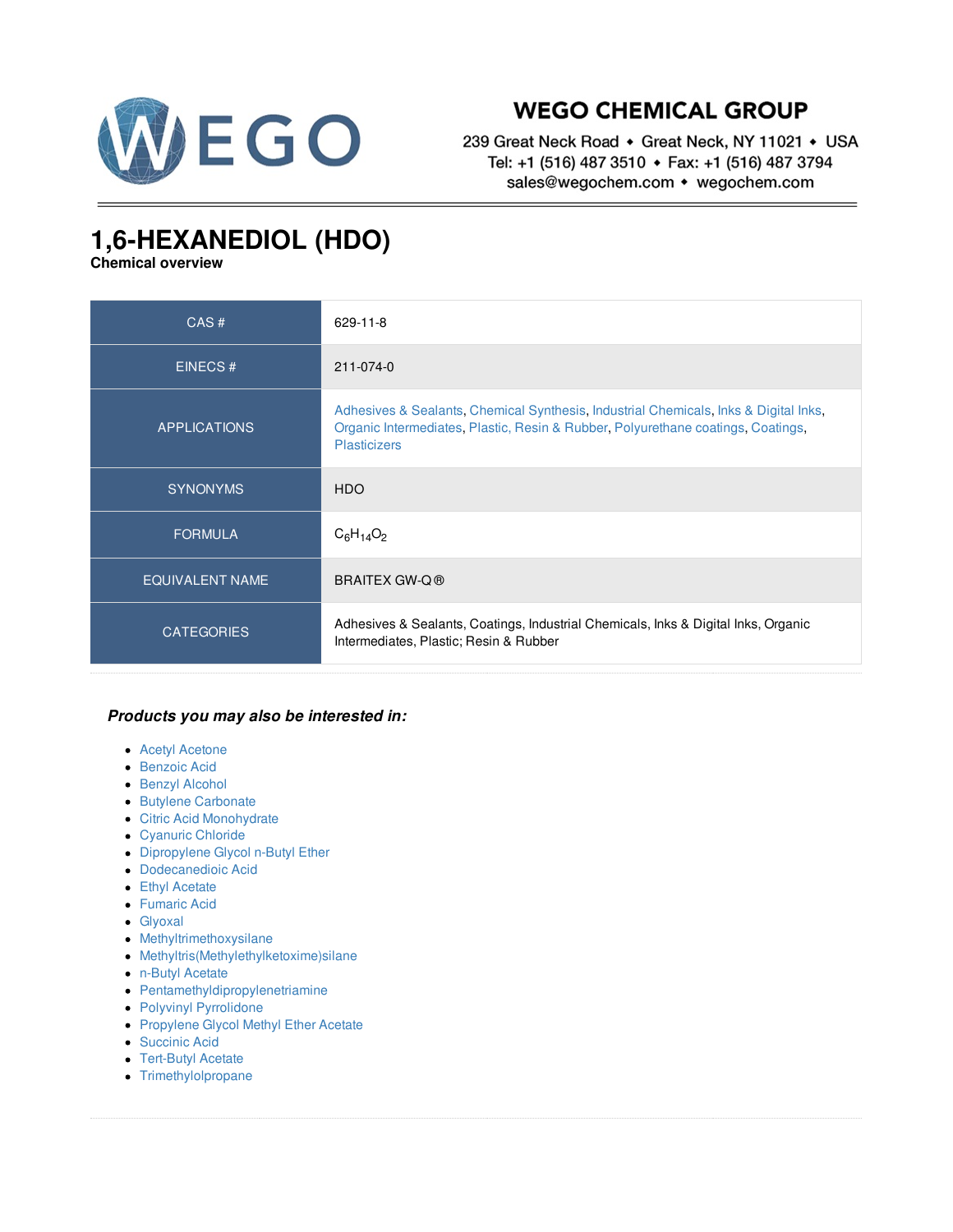# WEGO CHEMICAL GROUP

239 Great Neck Road ◆ Great Neck, NY 11021 ◆ USA
Tel: +1 (516) 487 3510 ◆ Fax: +1 (516) 487 3794
sales@wegochem.com ◆ wegochem.com

# 1,6-HEXANEDIOL (HDO)

**Chemical overview**

| | |
|---|---|
| CAS # | 629-11-8 |
| EINECS # | 211-074-0 |
| APPLICATIONS | Adhesives & Sealants, Chemical Synthesis, Industrial Chemicals, Inks & Digital Inks, Organic Intermediates, Plastic, Resin & Rubber, Polyurethane coatings, Coatings, Plasticizers |
| SYNONYMS | HDO |
| FORMULA | $C_6H_{14}O_2$ |
| EQUIVALENT NAME | BRAITEX GW-Q® |
| CATEGORIES | Adhesives & Sealants, Coatings, Industrial Chemicals, Inks & Digital Inks, Organic Intermediates, Plastic; Resin & Rubber |

***Products you may also be interested in:***

- Acetyl Acetone
- Benzoic Acid
- Benzyl Alcohol
- Butylene Carbonate
- Citric Acid Monohydrate
- Cyanuric Chloride
- Dipropylene Glycol n-Butyl Ether
- Dodecanedioic Acid
- Ethyl Acetate
- Fumaric Acid
- Glyoxal
- Methyltrimethoxysilane
- Methyltris(Methylethylketoxime)silane
- n-Butyl Acetate
- Pentamethyldipropylenetriamine
- Polyvinyl Pyrrolidone
- Propylene Glycol Methyl Ether Acetate
- Succinic Acid
- Tert-Butyl Acetate
- Trimethylolpropane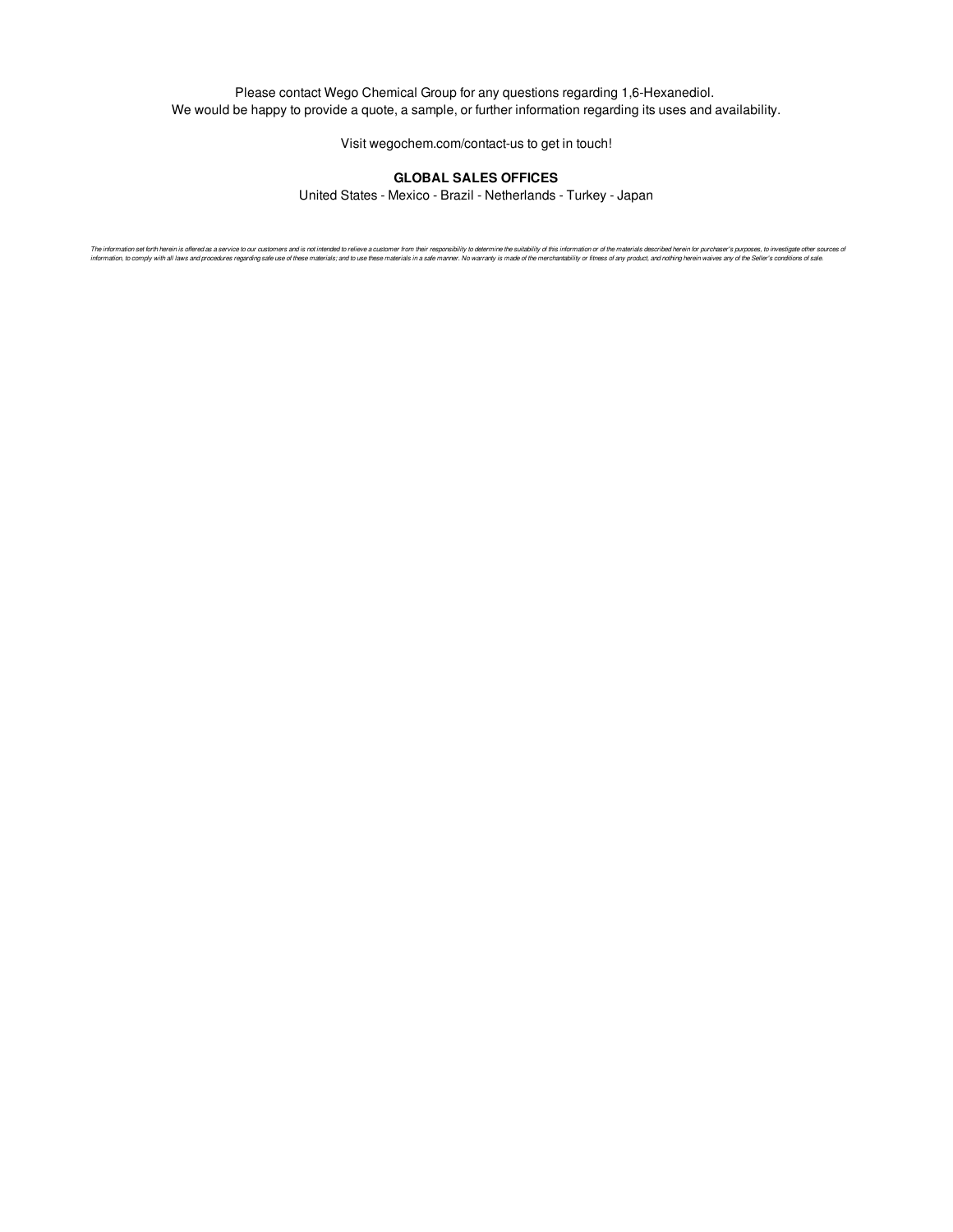Please contact Wego Chemical Group for any questions regarding 1,6-Hexanediol.
We would be happy to provide a quote, a sample, or further information regarding its uses and availability.

Visit wegochem.com/contact-us to get in touch!

**GLOBAL SALES OFFICES**

United States - Mexico - Brazil - Netherlands - Turkey - Japan

*The information set forth herein is offered as a service to our customers and is not intended to relieve a customer from their responsibility to determine the suitability of this information or of the materials described herein for purchaser's purposes, to investigate other sources of information, to comply with all laws and procedures regarding safe use of these materials; and to use these materials in a safe manner. No warranty is made of the merchantability or fitness of any product, and nothing herein waives any of the Seller's conditions of sale.*